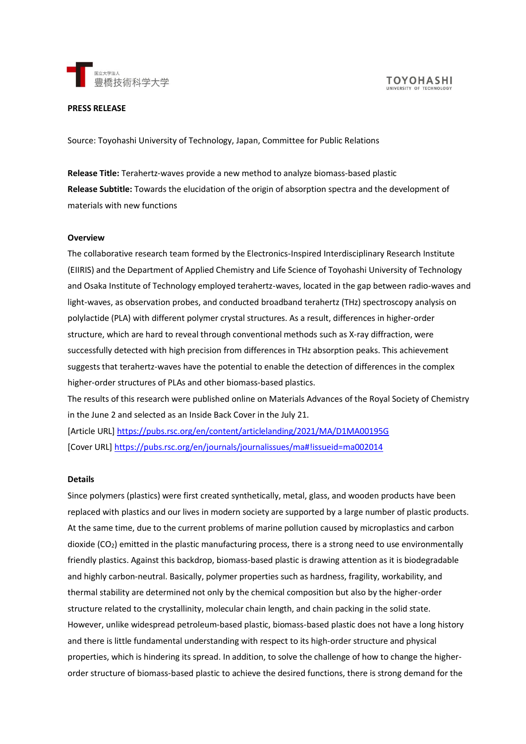**PRESS RELEASE**

Source: Toyohashi University of Technology, Japan, Committee for Public Relations

**Release Title:** Terahertz-waves provide a new method to analyze biomass-based plastic

**Release Subtitle:** Towards the elucidation of the origin of absorption spectra and the development of materials with new functions

**Overview**

The collaborative research team formed by the Electronics-Inspired Interdisciplinary Research Institute (EIIRIS) and the Department of Applied Chemistry and Life Science of Toyohashi University of Technology and Osaka Institute of Technology employed terahertz-waves, located in the gap between radio-waves and light-waves, as observation probes, and conducted broadband terahertz (THz) spectroscopy analysis on polylactide (PLA) with different polymer crystal structures. As a result, differences in higher-order structure, which are hard to reveal through conventional methods such as X-ray diffraction, were successfully detected with high precision from differences in THz absorption peaks. This achievement suggests that terahertz-waves have the potential to enable the detection of differences in the complex higher-order structures of PLAs and other biomass-based plastics.

The results of this research were published online on Materials Advances of the Royal Society of Chemistry in the June 2 and selected as an Inside Back Cover in the July 21.

[Article URL] https://pubs.rsc.org/en/content/articlelanding/2021/MA/D1MA00195G

[Cover URL] https://pubs.rsc.org/en/journals/journalissues/ma#!issueid=ma002014

**Details**

Since polymers (plastics) were first created synthetically, metal, glass, and wooden products have been replaced with plastics and our lives in modern society are supported by a large number of plastic products. At the same time, due to the current problems of marine pollution caused by microplastics and carbon dioxide ($CO_2$) emitted in the plastic manufacturing process, there is a strong need to use environmentally friendly plastics. Against this backdrop, biomass-based plastic is drawing attention as it is biodegradable and highly carbon-neutral. Basically, polymer properties such as hardness, fragility, workability, and thermal stability are determined not only by the chemical composition but also by the higher-order structure related to the crystallinity, molecular chain length, and chain packing in the solid state. However, unlike widespread petroleum-based plastic, biomass-based plastic does not have a long history and there is little fundamental understanding with respect to its high-order structure and physical properties, which is hindering its spread. In addition, to solve the challenge of how to change the higher-order structure of biomass-based plastic to achieve the desired functions, there is strong demand for the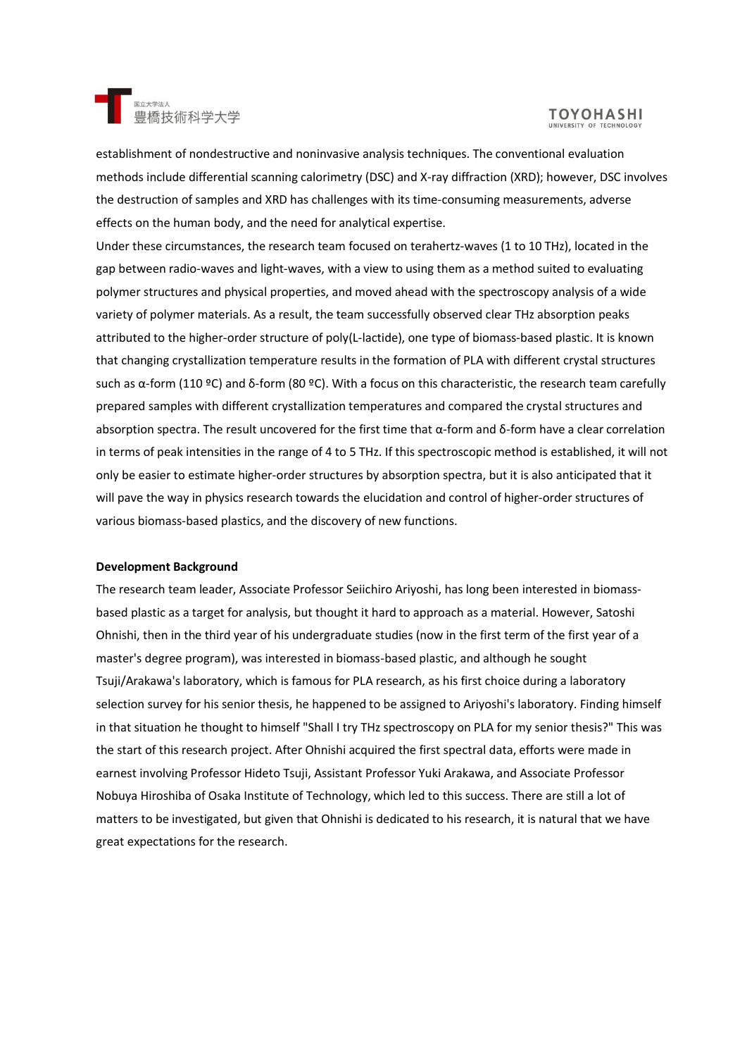establishment of nondestructive and noninvasive analysis techniques. The conventional evaluation methods include differential scanning calorimetry (DSC) and X-ray diffraction (XRD); however, DSC involves the destruction of samples and XRD has challenges with its time-consuming measurements, adverse effects on the human body, and the need for analytical expertise.

Under these circumstances, the research team focused on terahertz-waves (1 to 10 THz), located in the gap between radio-waves and light-waves, with a view to using them as a method suited to evaluating polymer structures and physical properties, and moved ahead with the spectroscopy analysis of a wide variety of polymer materials. As a result, the team successfully observed clear THz absorption peaks attributed to the higher-order structure of poly(L-lactide), one type of biomass-based plastic. It is known that changing crystallization temperature results in the formation of PLA with different crystal structures such as α-form (110 ºC) and δ-form (80 ºC). With a focus on this characteristic, the research team carefully prepared samples with different crystallization temperatures and compared the crystal structures and absorption spectra. The result uncovered for the first time that α-form and δ-form have a clear correlation in terms of peak intensities in the range of 4 to 5 THz. If this spectroscopic method is established, it will not only be easier to estimate higher-order structures by absorption spectra, but it is also anticipated that it will pave the way in physics research towards the elucidation and control of higher-order structures of various biomass-based plastics, and the discovery of new functions.

**Development Background**

The research team leader, Associate Professor Seiichiro Ariyoshi, has long been interested in biomass-based plastic as a target for analysis, but thought it hard to approach as a material. However, Satoshi Ohnishi, then in the third year of his undergraduate studies (now in the first term of the first year of a master's degree program), was interested in biomass-based plastic, and although he sought Tsuji/Arakawa's laboratory, which is famous for PLA research, as his first choice during a laboratory selection survey for his senior thesis, he happened to be assigned to Ariyoshi's laboratory. Finding himself in that situation he thought to himself "Shall I try THz spectroscopy on PLA for my senior thesis?" This was the start of this research project. After Ohnishi acquired the first spectral data, efforts were made in earnest involving Professor Hideto Tsuji, Assistant Professor Yuki Arakawa, and Associate Professor Nobuya Hiroshiba of Osaka Institute of Technology, which led to this success. There are still a lot of matters to be investigated, but given that Ohnishi is dedicated to his research, it is natural that we have great expectations for the research.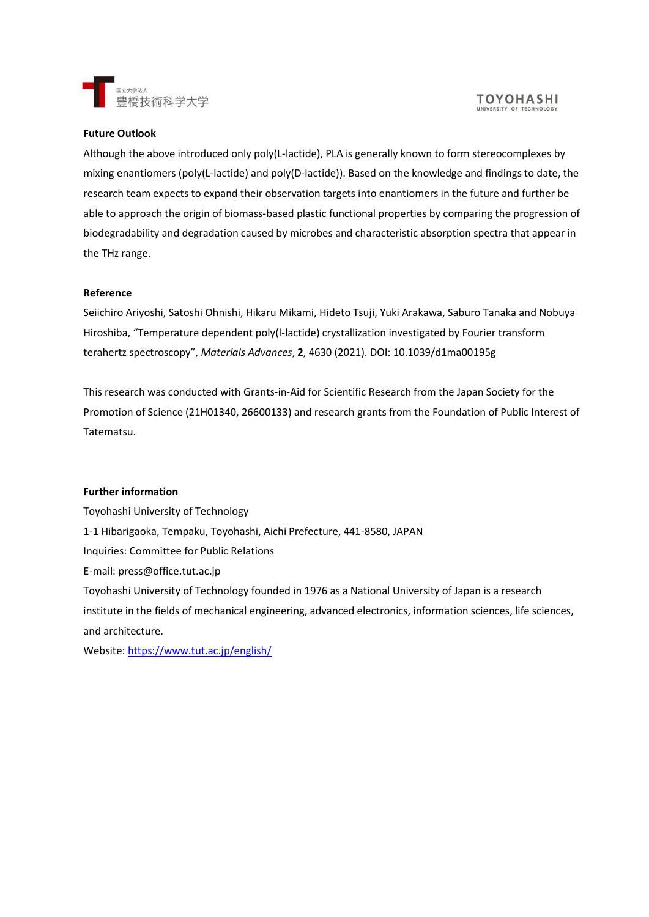**Future Outlook**

Although the above introduced only poly(L-lactide), PLA is generally known to form stereocomplexes by mixing enantiomers (poly(L-lactide) and poly(D-lactide)). Based on the knowledge and findings to date, the research team expects to expand their observation targets into enantiomers in the future and further be able to approach the origin of biomass-based plastic functional properties by comparing the progression of biodegradability and degradation caused by microbes and characteristic absorption spectra that appear in the THz range.

**Reference**

Seiichiro Ariyoshi, Satoshi Ohnishi, Hikaru Mikami, Hideto Tsuji, Yuki Arakawa, Saburo Tanaka and Nobuya Hiroshiba, "Temperature dependent poly(l-lactide) crystallization investigated by Fourier transform terahertz spectroscopy", *Materials Advances*, **2**, 4630 (2021). DOI: 10.1039/d1ma00195g

This research was conducted with Grants-in-Aid for Scientific Research from the Japan Society for the Promotion of Science (21H01340, 26600133) and research grants from the Foundation of Public Interest of Tatematsu.

**Further information**

Toyohashi University of Technology

1-1 Hibarigaoka, Tempaku, Toyohashi, Aichi Prefecture, 441-8580, JAPAN

Inquiries: Committee for Public Relations

E-mail: press@office.tut.ac.jp

Toyohashi University of Technology founded in 1976 as a National University of Japan is a research institute in the fields of mechanical engineering, advanced electronics, information sciences, life sciences, and architecture.

Website: [https://www.tut.ac.jp/english/](https://www.tut.ac.jp/english/)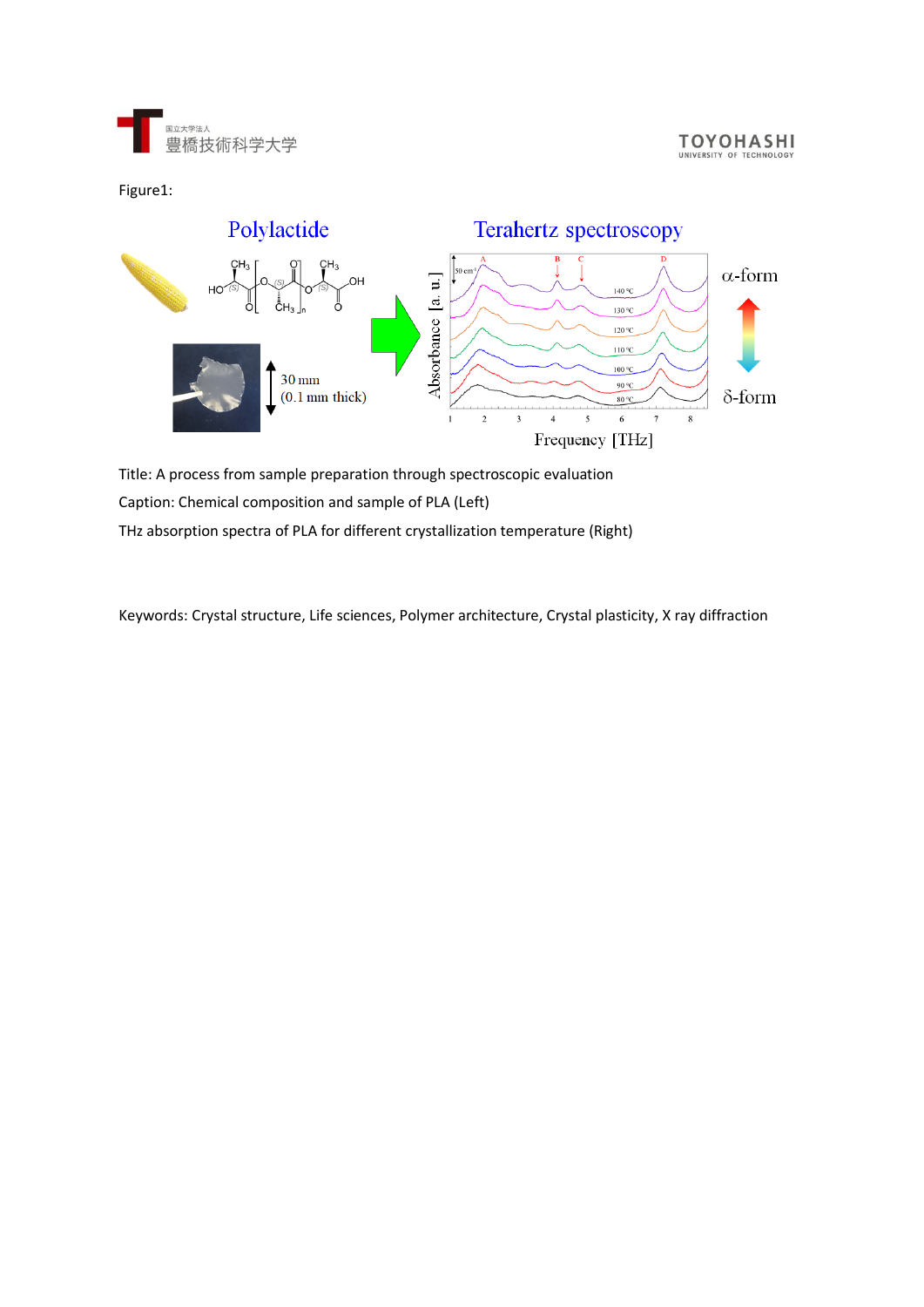Figure1:

Polylactide

HO (S) O (S) O (S) OH
$CH_3$ $CH_3$ $CH_3$
n

30 mm
(0.1 mm thick)

Terahertz spectroscopy

Absorbance [a. u.]

50 cm⁻¹

A B C D

140 °C
130 °C
120 °C
110 °C
100 °C
90 °C
80 °C

1 2 3 4 5 6 7 8

Frequency [THz]

α-form

δ-form

Title: A process from sample preparation through spectroscopic evaluation

Caption: Chemical composition and sample of PLA (Left)

THz absorption spectra of PLA for different crystallization temperature (Right)

Keywords: Crystal structure, Life sciences, Polymer architecture, Crystal plasticity, X ray diffraction